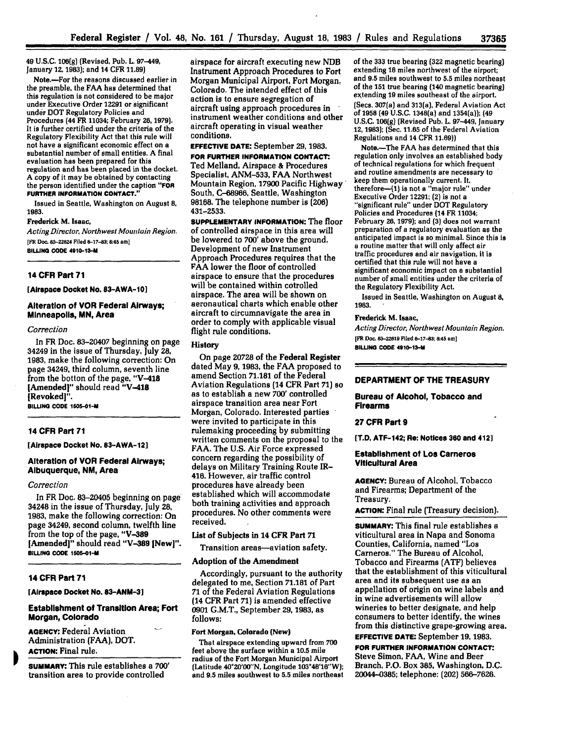49 U.S.C. 106(g) (Revised, Pub. L. 97–449, January 12, 1983); and 14 CFR 11.89)

Note.—For the reasons discussed earlier in the preamble, the FAA has determined that this regulation is not considered to be major under Executive Order 12291 or significant under DOT Regulatory Policies and Procedures (44 FR 11034; February 26, 1979). It is further certified under the criteria of the Regulatory Flexibility Act that this rule will not have a significant economic effect on a substantial number of small entities. A final evaluation has been prepared for this regulation and has been placed in the docket. A copy of it may be obtained by contacting the person identified under the caption "**FOR FURTHER INFORMATION CONTACT.**"

Issued in Seattle, Washington on August 8, 1983.

**Frederick M. Isaac,**

*Acting Director, Northwest Mountain Region.*

[FR Doc. 83–22624 Filed 8–17–83; 8:45 am]

**BILLING CODE 4910–13–M**

## 14 CFR Part 71

**[Airspace Docket No. 83-AWA-10]**

### Alteration of VOR Federal Airways; Minneapolis, MN, Area

*Correction*

In FR Doc. 83–20407 beginning on page 34249 in the issue of Thursday, July 28, 1983, make the following correction: On page 34249, third column, seventh line from the bottom of the page, "V–418 [Amended]" should read "V–418 [Revoked]".

**BILLING CODE 1505-01-M**

## 14 CFR Part 71

**[Airspace Docket No. 83-AWA-12]**

### Alteration of VOR Federal Airways; Albuquerque, NM, Area

*Correction*

In FR Doc. 83–20405 beginning on page 34248 in the issue of Thursday, July 28, 1983, make the following correction: On page 34249, second column, twelfth line from the top of the page, "V–389 [Amended]" should read "V–389 [New]".

**BILLING CODE 1505-01-M**

## 14 CFR Part 71

**[Airspace Docket No. 83-ANM-3]**

### Establishment of Transition Area; Fort Morgan, Colorado

**AGENCY:** Federal Aviation Administration (FAA), DOT.

**ACTION:** Final rule.

**SUMMARY:** This rule establishes a 700′ transition area to provide controlled airspace for aircraft executing new NDB Instrument Approach Procedures to Fort Morgan Municipal Airport, Fort Morgan, Colorado. The intended effect of this action is to ensure segregation of aircraft using approach procedures in instrument weather conditions and other aircraft operating in visual weather conditions.

**EFFECTIVE DATE:** September 29, 1983.

**FOR FURTHER INFORMATION CONTACT:** Ted Melland, Airspace & Procedures Specialist, ANM–533, FAA Northwest Mountain Region, 17900 Pacific Highway South, C–68966, Seattle, Washington 98168. The telephone number is (206) 431–2533.

**SUPPLEMENTARY INFORMATION:** The floor of controlled airspace in this area will be lowered to 700′ above the ground. Development of new Instrument Approach Procedures requires that the FAA lower the floor of controlled airspace to ensure that the procedures will be contained within cotrolled airspace. The area will be shown on aeronautical charts which enable other aircraft to circumnavigate the area in order to comply with applicable visual flight rule conditions.

### History

On page 20728 of the **Federal Register** dated May 9, 1983, the FAA proposed to amend Section 71.181 of the Federal Aviation Regulations (14 CFR Part 71) so as to establish a new 700′ controlled airspace transition area near Fort Morgan, Colorado. Interested parties were invited to participate in this rulemaking proceeding by submitting written comments on the proposal to the FAA. The U.S. Air Force expressed concern regarding the possibility of delays on Military Training Route IR–416. However, air traffic control procedures have already been established which will accommodate both training activities and approach procedures. No other comments were received.

### List of Subjects in 14 CFR Part 71

Transition areas—aviation safety.

### Adoption of the Amendment

Accordingly, pursuant to the authority delegated to me, Section 71.181 of Part 71 of the Federal Aviation Regulations (14 CFR Part 71) is amended effective 0901 G.M.T., September 29, 1983, as follows:

**Fort Morgan, Colorado (New)**

That airspace extending upward from 700 feet above the surface within a 10.5 mile radius of the Fort Morgan Municipal Airport (Latitude 40°20′00″N, Longitude 103°48′16″W); and 9.5 miles southwest to 5.5 miles northeast of the 333 true bearing (322 magnetic bearing) extending 18 miles northwest of the airport; and 9.5 miles southwest to 5.5 miles northeast of the 151 true bearing (140 magnetic bearing) extending 19 miles southeast of the airport.

(Secs. 307(a) and 313(a), Federal Aviation Act of 1958 (49 U.S.C. 1348(a) and 1354(a)); (49 U.S.C. 106(g) (Revised Pub. L. 97–449, January 12, 1983); (Sec. 11.65 of the Federal Aviation Regulations and 14 CFR 11.69))

Note.—The FAA has determined that this regulation only involves an established body of technical regulations for which frequent and routine amendments are necessary to keep them operationally current. It, therefore—(1) is not a "major rule" under Executive Order 12291; (2) is not a "significant rule" under DOT Regulatory Policies and Procedures (14 FR 11034; February 26, 1979); and (3) does not warrant preparation of a regulatory evaluation as the anticipated impact is so minimal. Since this is a routine matter that will only affect air traffic procedures and air navigation, it is certified that this rule will not have a significant economic impact on a substantial number of small entities under the criteria of the Regulatory Flexibility Act.

Issued in Seattle, Washington on August 8, 1983.

**Frederick M. Isaac,**

*Acting Director, Northwest Mountain Region.*

[FR Doc. 83–22619 Filed 8–17–83; 8:45 am]

**BILLING CODE 4910–13–M**

# DEPARTMENT OF THE TREASURY

## Bureau of Alcohol, Tobacco and Firearms

## 27 CFR Part 9

**[T.D. ATF–142; Re: Notices 360 and 412]**

### Establishment of Los Carneros Viticultural Area

**AGENCY:** Bureau of Alcohol, Tobacco and Firearms; Department of the Treasury.

**ACTION:** Final rule (Treasury decision).

**SUMMARY:** This final rule establishes a viticultural area in Napa and Sonoma Counties, California, named "Los Carneros." The Bureau of Alcohol, Tobacco and Firearms (ATF) believes that the establishment of this viticultural area and its subsequent use as an appellation of origin on wine labels and in wine advertisements will allow wineries to better designate, and help consumers to better identify, the wines from this distinctive grape-growing area.

**EFFECTIVE DATE:** September 19, 1983.

**FOR FURTHER INFORMATION CONTACT:** Steve Simon, FAA, Wine and Beer Branch, P.O. Box 385, Washington, D.C. 20044–0385; telephone: (202) 566–7626.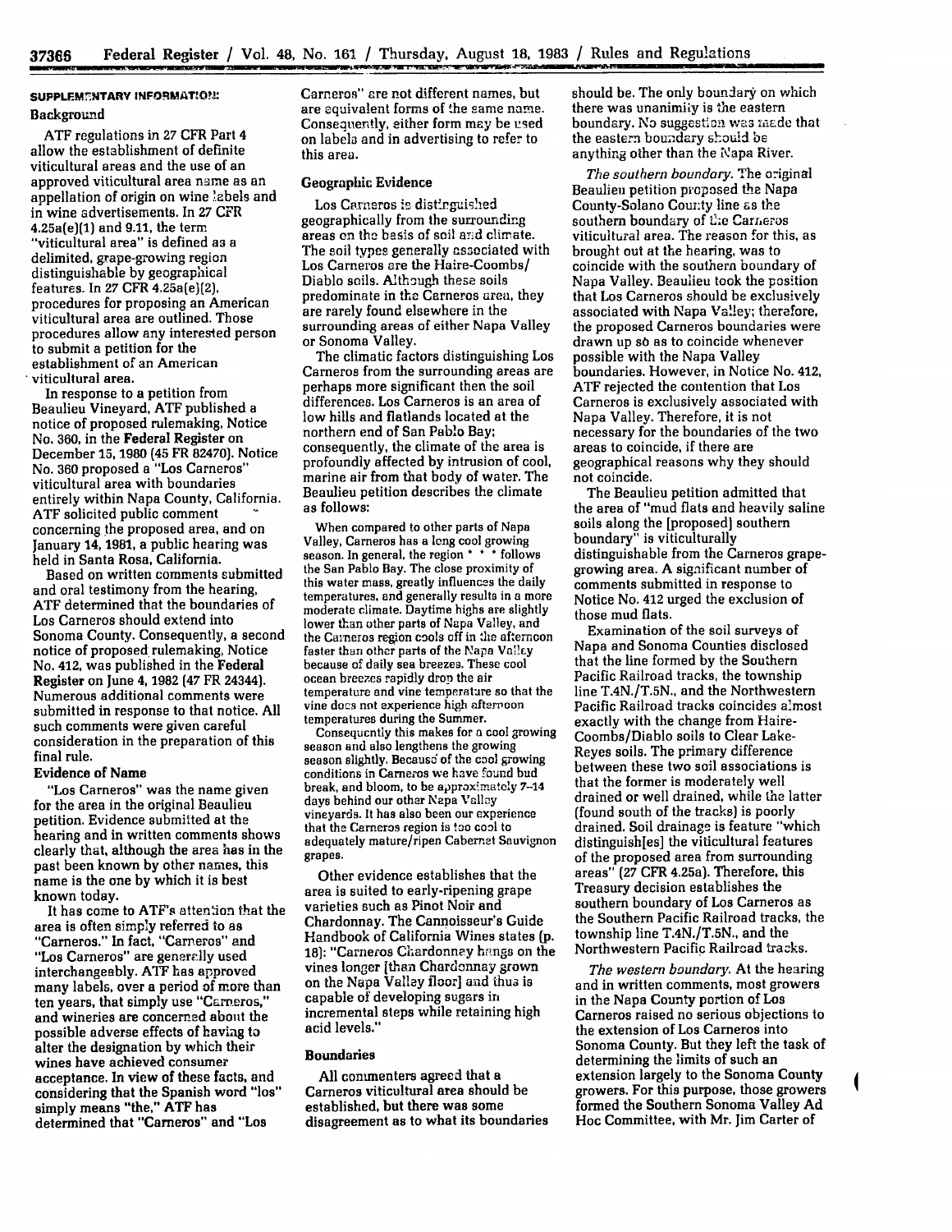**SUPPLEMENTARY INFORMATION:**

**Background**

ATF regulations in 27 CFR Part 4 allow the establishment of definite viticultural areas and the use of an approved viticultural area name as an appellation of origin on wine labels and in wine advertisements. In 27 CFR 4.25a(e)(1) and 9.11, the term "viticultural area" is defined as a delimited, grape-growing region distinguishable by geographical features. In 27 CFR 4.25a(e)(2), procedures for proposing an American viticultural area are outlined. Those procedures allow any interested person to submit a petition for the establishment of an American viticultural area.

In response to a petition from Beaulieu Vineyard, ATF published a notice of proposed rulemaking, Notice No. 360, in the **Federal Register** on December 15, 1980 (45 FR 82470). Notice No. 360 proposed a "Los Carneros" viticultural area with boundaries entirely within Napa County, California. ATF solicited public comment concerning the proposed area, and on January 14, 1981, a public hearing was held in Santa Rosa, California.

Based on written comments submitted and oral testimony from the hearing, ATF determined that the boundaries of Los Carneros should extend into Sonoma County. Consequently, a second notice of proposed rulemaking, Notice No. 412, was published in the **Federal Register** on June 4, 1982 (47 FR 24344). Numerous additional comments were submitted in response to that notice. All such comments were given careful consideration in the preparation of this final rule.

**Evidence of Name**

"Los Carneros" was the name given for the area in the original Beaulieu petition. Evidence submitted at the hearing and in written comments shows clearly that, although the area has in the past been known by other names, this name is the one by which it is best known today.

It has come to ATF's attention that the area is often simply referred to as "Carneros." In fact, "Carneros" and "Los Carneros" are generally used interchangeably. ATF has approved many labels, over a period of more than ten years, that simply use "Carneros," and wineries are concerned about the possible adverse effects of having to alter the designation by which their wines have achieved consumer acceptance. In view of these facts, and considering that the Spanish word "los" simply means "the," ATF has determined that "Carneros" and "Los Carneros" are not different names, but are equivalent forms of the same name. Consequently, either form may be used on labels and in advertising to refer to this area.

**Geographic Evidence**

Los Carneros is distinguished geographically from the surrounding areas on the basis of soil and climate. The soil types generally associated with Los Carneros are the Haire-Coombs/Diablo soils. Although these soils predominate in the Carneros area, they are rarely found elsewhere in the surrounding areas of either Napa Valley or Sonoma Valley.

The climatic factors distinguishing Los Carneros from the surrounding areas are perhaps more significant then the soil differences. Los Carneros is an area of low hills and flatlands located at the northern end of San Pablo Bay; consequently, the climate of the area is profoundly affected by intrusion of cool, marine air from that body of water. The Beaulieu petition describes the climate as follows:

> When compared to other parts of Napa Valley, Carneros has a long cool growing season. In general, the region * * * follows the San Pablo Bay. The close proximity of this water mass, greatly influences the daily temperatures, and generally results in a more moderate climate. Daytime highs are slightly lower than other parts of Napa Valley, and the Carneros region cools off in the afternoon faster than other parts of the Napa Valley because of daily sea breezes. These cool ocean breezes rapidly drop the air temperature and vine temperature so that the vine does not experience high afternoon temperatures during the Summer.
>
> Consequently this makes for a cool growing season and also lengthens the growing season slightly. Because of the cool growing conditions in Carneros we have found bud break, and bloom, to be approximately 7–14 days behind our other Napa Valley vineyards. It has also been our experience that the Carneros region is too cool to adequately mature/ripen Cabernet Sauvignon grapes.

Other evidence establishes that the area is suited to early-ripening grape varieties such as Pinot Noir and Chardonnay. The Cannoisseur's Guide Handbook of California Wines states (p. 18): "Carneros Chardonnay hangs on the vines longer [than Chardonnay grown on the Napa Valley floor] and thus is capable of developing sugars in incremental steps while retaining high acid levels."

**Boundaries**

All commenters agreed that a Carneros viticultural area should be established, but there was some disagreement as to what its boundaries should be. The only boundary on which there was unanimity is the eastern boundary. No suggestion was made that the eastern boundary should be anything other than the Napa River.

*The southern boundary.* The original Beaulieu petition proposed the Napa County-Solano County line as the southern boundary of the Carneros viticultural area. The reason for this, as brought out at the hearing, was to coincide with the southern boundary of Napa Valley. Beaulieu took the position that Los Carneros should be exclusively associated with Napa Valley; therefore, the proposed Carneros boundaries were drawn up so as to coincide whenever possible with the Napa Valley boundaries. However, in Notice No. 412, ATF rejected the contention that Los Carneros is exclusively associated with Napa Valley. Therefore, it is not necessary for the boundaries of the two areas to coincide, if there are geographical reasons why they should not coincide.

The Beaulieu petition admitted that the area of "mud flats and heavily saline soils along the [proposed] southern boundary" is viticulturally distinguishable from the Carneros grape-growing area. A significant number of comments submitted in response to Notice No. 412 urged the exclusion of those mud flats.

Examination of the soil surveys of Napa and Sonoma Counties disclosed that the line formed by the Southern Pacific Railroad tracks, the township line T.4N./T.5N., and the Northwestern Pacific Railroad tracks coincides almost exactly with the change from Haire-Coombs/Diablo soils to Clear Lake-Reyes soils. The primary difference between these two soil associations is that the former is moderately well drained or well drained, while the latter (found south of the tracks) is poorly drained. Soil drainage is feature "which distinguish[es] the viticultural features of the proposed area from surrounding areas" (27 CFR 4.25a). Therefore, this Treasury decision establishes the southern boundary of Los Carneros as the Southern Pacific Railroad tracks, the township line T.4N./T.5N., and the Northwestern Pacific Railroad tracks.

*The western boundary.* At the hearing and in written comments, most growers in the Napa County portion of Los Carneros raised no serious objections to the extension of Los Carneros into Sonoma County. But they left the task of determining the limits of such an extension largely to the Sonoma County growers. For this purpose, those growers formed the Southern Sonoma Valley Ad Hoc Committee, with Mr. Jim Carter of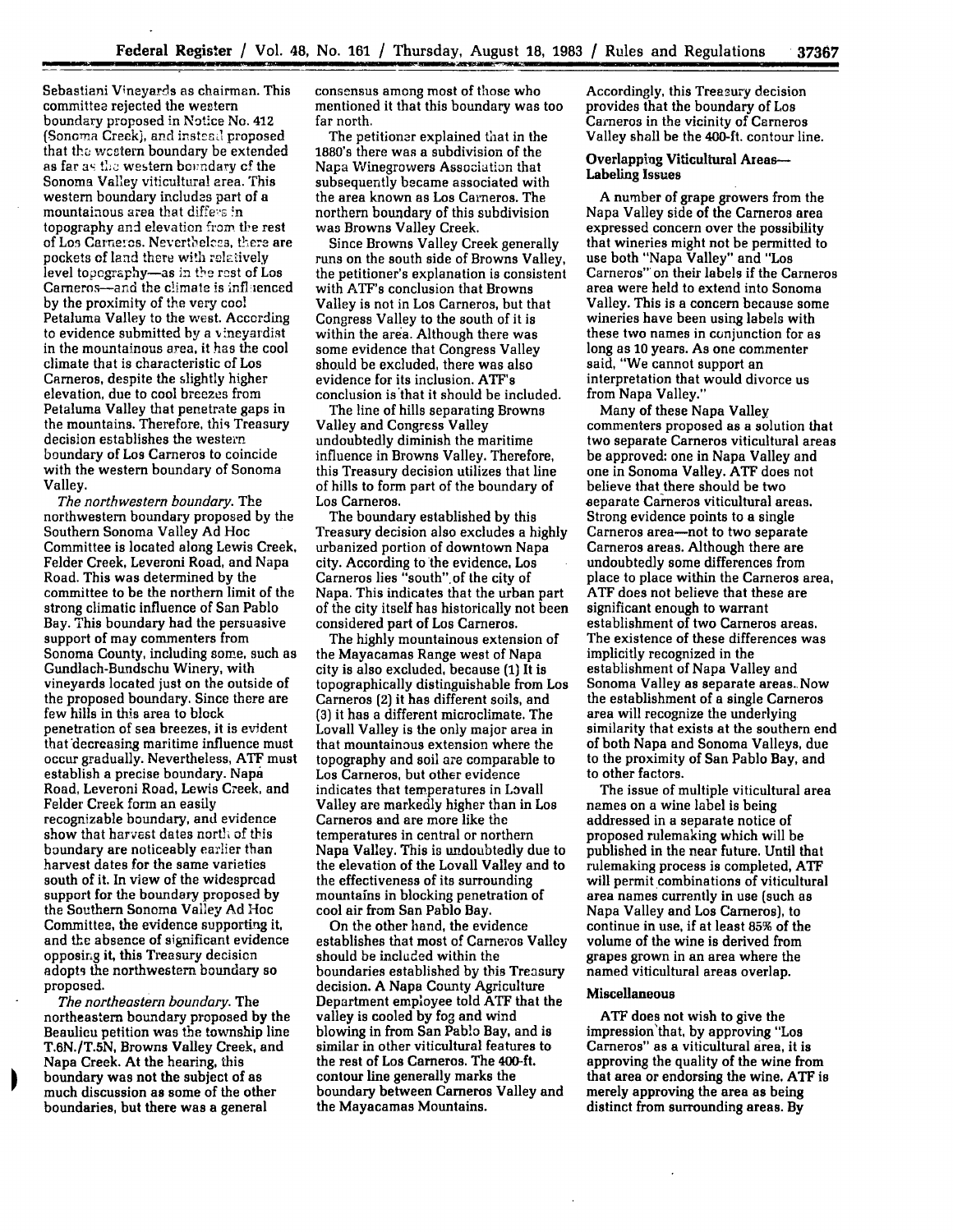Sebastiani Vineyards as chairman. This committee rejected the western boundary proposed in Notice No. 412 (Sonoma Creek), and instead proposed that the western boundary be extended as far as the western boundary of the Sonoma Valley viticultural area. This western boundary includes part of a mountainous area that differs in topography and elevation from the rest of Los Carneros. Nevertheless, there are pockets of land there with relatively level topography—as in the rest of Los Carneros—and the climate is influenced by the proximity of the very cool Petaluma Valley to the west. According to evidence submitted by a vineyardist in the mountainous area, it has the cool climate that is characteristic of Los Carneros, despite the slightly higher elevation, due to cool breezes from Petaluma Valley that penetrate gaps in the mountains. Therefore, this Treasury decision establishes the western boundary of Los Carneros to coincide with the western boundary of Sonoma Valley.

*The northwestern boundary.* The northwestern boundary proposed by the Southern Sonoma Valley Ad Hoc Committee is located along Lewis Creek, Felder Creek, Leveroni Road, and Napa Road. This was determined by the committee to be the northern limit of the strong climatic influence of San Pablo Bay. This boundary had the persuasive support of may commenters from Sonoma County, including some, such as Gundlach-Bundschu Winery, with vineyards located just on the outside of the proposed boundary. Since there are few hills in this area to block penetration of sea breezes, it is evident that decreasing maritime influence must occur gradually. Nevertheless, ATF must establish a precise boundary. Napa Road, Leveroni Road, Lewis Creek, and Felder Creek form an easily recognizable boundary, and evidence show that harvest dates north of this boundary are noticeably earlier than harvest dates for the same varieties south of it. In view of the widespread support for the boundary proposed by the Southern Sonoma Valley Ad Hoc Committee, the evidence supporting it, and the absence of significant evidence opposing it, this Treasury decision adopts the northwestern boundary so proposed.

*The northeastern boundary.* The northeastern boundary proposed by the Beaulieu petition was the township line T.6N./T.5N, Browns Valley Creek, and Napa Creek. At the hearing, this boundary was not the subject of as much discussion as some of the other boundaries, but there was a general consensus among most of those who mentioned it that this boundary was too far north.

The petitioner explained that in the 1880's there was a subdivision of the Napa Winegrowers Association that subsequently became associated with the area known as Los Carneros. The northern boundary of this subdivision was Browns Valley Creek.

Since Browns Valley Creek generally runs on the south side of Browns Valley, the petitioner's explanation is consistent with ATF's conclusion that Browns Valley is not in Los Carneros, but that Congress Valley to the south of it is within the area. Although there was some evidence that Congress Valley should be excluded, there was also evidence for its inclusion. ATF's conclusion is that it should be included.

The line of hills separating Browns Valley and Congress Valley undoubtedly diminish the maritime influence in Browns Valley. Therefore, this Treasury decision utilizes that line of hills to form part of the boundary of Los Carneros.

The boundary established by this Treasury decision also excludes a highly urbanized portion of downtown Napa city. According to the evidence, Los Carneros lies "south" of the city of Napa. This indicates that the urban part of the city itself has historically not been considered part of Los Carneros.

The highly mountainous extension of the Mayacamas Range west of Napa city is also excluded, because (1) It is topographically distinguishable from Los Carneros (2) it has different soils, and (3) it has a different microclimate. The Lovall Valley is the only major area in that mountainous extension where the topography and soil are comparable to Los Carneros, but other evidence indicates that temperatures in Lovall Valley are markedly higher than in Los Carneros and are more like the temperatures in central or northern Napa Valley. This is undoubtedly due to the elevation of the Lovall Valley and to the effectiveness of its surrounding mountains in blocking penetration of cool air from San Pablo Bay.

On the other hand, the evidence establishes that most of Carneros Valley should be included within the boundaries established by this Treasury decision. A Napa County Agriculture Department employee told ATF that the valley is cooled by fog and wind blowing in from San Pablo Bay, and is similar in other viticultural features to the rest of Los Carneros. The 400-ft. contour line generally marks the boundary between Carneros Valley and the Mayacamas Mountains.

Accordingly, this Treasury decision provides that the boundary of Los Carneros in the vicinity of Carneros Valley shall be the 400-ft. contour line.

**Overlapping Viticultural Areas—Labeling Issues**

A number of grape growers from the Napa Valley side of the Carneros area expressed concern over the possibility that wineries might not be permitted to use both "Napa Valley" and "Los Carneros" on their labels if the Carneros area were held to extend into Sonoma Valley. This is a concern because some wineries have been using labels with these two names in conjunction for as long as 10 years. As one commenter said, "We cannot support an interpretation that would divorce us from Napa Valley."

Many of these Napa Valley commenters proposed as a solution that two separate Carneros viticultural areas be approved: one in Napa Valley and one in Sonoma Valley. ATF does not believe that there should be two separate Carneros viticultural areas. Strong evidence points to a single Carneros area—not to two separate Carneros areas. Although there are undoubtedly some differences from place to place within the Carneros area, ATF does not believe that these are significant enough to warrant establishment of two Carneros areas. The existence of these differences was implicitly recognized in the establishment of Napa Valley and Sonoma Valley as separate areas. Now the establishment of a single Carneros area will recognize the underlying similarity that exists at the southern end of both Napa and Sonoma Valleys, due to the proximity of San Pablo Bay, and to other factors.

The issue of multiple viticultural area names on a wine label is being addressed in a separate notice of proposed rulemaking which will be published in the near future. Until that rulemaking process is completed, ATF will permit combinations of viticultural area names currently in use (such as Napa Valley and Los Carneros), to continue in use, if at least 85% of the volume of the wine is derived from grapes grown in an area where the named viticultural areas overlap.

**Miscellaneous**

ATF does not wish to give the impression that, by approving "Los Carneros" as a viticultural area, it is approving the quality of the wine from that area or endorsing the wine. ATF is merely approving the area as being distinct from surrounding areas. By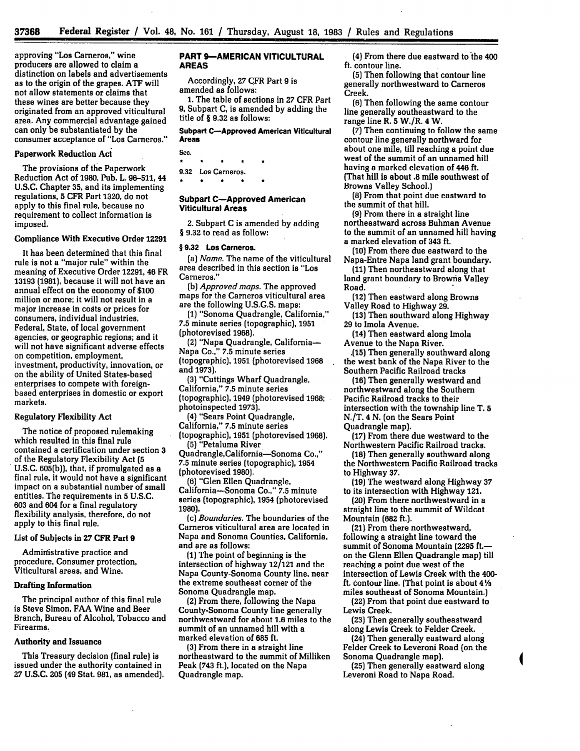approving "Los Carneros," wine producers are allowed to claim a distinction on labels and advertisements as to the origin of the grapes. ATF will not allow statements or claims that these wines are better because they originated from an approved viticultural area. Any commercial advantage gained can only be substantiated by the consumer acceptance of "Los Carneros."

### Paperwork Reduction Act

The provisions of the Paperwork Reduction Act of 1980, Pub. L. 96-511, 44 U.S.C. Chapter 35, and its implementing regulations, 5 CFR Part 1320, do not apply to this final rule, because no requirement to collect information is imposed.

### Compliance With Executive Order 12291

It has been determined that this final rule is not a "major rule" within the meaning of Executive Order 12291, 46 FR 13193 (1981), because it will not have an annual effect on the economy of $100 million or more; it will not result in a major increase in costs or prices for consumers, individual industries, Federal, State, of local government agencies, or geographic regions; and it will not have significant adverse effects on competition, employment, investment, productivity, innovation, or on the ability of United States-based enterprises to compete with foreign-based enterprises in domestic or export markets.

### Regulatory Flexibility Act

The notice of proposed rulemaking which resulted in this final rule contained a certification under section 3 of the Regulatory Flexibility Act (5 U.S.C. 605(b)), that, if promulgated as a final rule, it would not have a significant impact on a substantial number of small entities. The requirements in 5 U.S.C. 603 and 604 for a final regulatory flexibility analysis, therefore, do not apply to this final rule.

### List of Subjects in 27 CFR Part 9

Administrative practice and procedure, Consumer protection, Viticultural areas, and Wine.

### Drafting Information

The principal author of this final rule is Steve Simon, FAA Wine and Beer Branch, Bureau of Alcohol, Tobacco and Firearms.

### Authority and Issuance

This Treasury decision (final rule) is issued under the authority contained in 27 U.S.C. 205 (49 Stat. 981, as amended).

## PART 9—AMERICAN VITICULTURAL AREAS

Accordingly, 27 CFR Part 9 is amended as follows:

1. The table of sections in 27 CFR Part 9, Subpart C, is amended by adding the title of § 9.32 as follows:

**Subpart C—Approved American Viticultural Areas**

Sec.

\* \* \* \* \*

9.32 Los Carneros.

\* \* \* \* \*

### Subpart C—Approved American Viticultural Areas

2. Subpart C is amended by adding § 9.32 to read as follow:

**§ 9.32 Los Carneros.**

(a) *Name.* The name of the viticultural area described in this section is "Los Carneros."

(b) *Approved maps.* The approved maps for the Carneros viticultural area are the following U.S.G.S. maps:

(1) "Sonoma Quadrangle, California," 7.5 minute series (topographic), 1951 (photorevised 1968).

(2) "Napa Quadrangle, California—Napa Co.," 7.5 minute series (topographic), 1951 (photorevised 1968 and 1973).

(3) "Cuttings Wharf Quadrangle, California," 7.5 minute series (topographic), 1949 (photorevised 1968; photoinspected 1973).

(4) "Sears Point Quadrangle, California," 7.5 minute series (topographic), 1951 (photorevised 1968).

(5) "Petaluma River Quadrangle,California—Sonoma Co.," 7.5 minute series (topographic), 1954 (photorevised 1980).

(6) "Glen Ellen Quadrangle, California—Sonoma Co.," 7.5 minute series (topographic), 1954 (photorevised 1980).

(c) *Boundaries.* The boundaries of the Carneros viticultural area are located in Napa and Sonoma Counties, California, and are as follows:

(1) The point of beginning is the intersection of highway 12/121 and the Napa County-Sonoma County line, near the extreme southeast corner of the Sonoma Quadrangle map.

(2) From there, following the Napa County-Sonoma County line generally northwestward for about 1.6 miles to the summit of an unnamed hill with a marked elevation of 685 ft.

(3) From there in a straight line northeastward to the summit of Milliken Peak (743 ft.), located on the Napa Quadrangle map.

(4) From there due eastward to the 400 ft. contour line.

(5) Then following that contour line generally northwestward to Carneros Creek.

(6) Then following the same contour line generally southeastward to the range line R. 5 W./R. 4 W.

(7) Then continuing to follow the same contour line generally northward for about one mile, till reaching a point due west of the summit of an unnamed hill having a marked elevation of 446 ft. (That hill is about .8 mile southwest of Browns Valley School.)

(8) From that point due eastward to the summit of that hill.

(9) From there in a straight line northeastward across Buhman Avenue to the summit of an unnamed hill having a marked elevation of 343 ft.

(10) From there due eastward to the Napa-Entre Napa land grant boundary.

(11) Then northeastward along that land grant boundary to Browns Valley Road.

(12) Then eastward along Browns Valley Road to Highway 29.

(13) Then southward along Highway 29 to Imola Avenue.

(14) Then eastward along Imola Avenue to the Napa River.

(15) Then generally southward along the west bank of the Napa River to the Southern Pacific Railroad tracks

(16) Then generally westward and northwestward along the Southern Pacific Railroad tracks to their intersection with the township line T. 5 N./T. 4 N. (on the Sears Point Quadrangle map).

(17) From there due westward to the Northwestern Pacific Railroad tracks.

(18) Then generally southward along the Northwestern Pacific Railroad tracks to Highway 37.

(19) The westward along Highway 37 to its intersection with Highway 121.

(20) From there northwestward in a straight line to the summit of Wildcat Mountain (682 ft.).

(21) From there northwestward, following a straight line toward the summit of Sonoma Mountain (2295 ft.—on the Glenn Ellen Quadrangle map) till reaching a point due west of the intersection of Lewis Creek with the 400-ft. contour line. (That point is about 4⅓ miles southeast of Sonoma Mountain.)

(22) From that point due eastward to Lewis Creek.

(23) Then generally southeastward along Lewis Creek to Felder Creek.

(24) Then generally eastward along Felder Creek to Leveroni Road (on the Sonoma Quadrangle map).

(25) Then generally eastward along Leveroni Road to Napa Road.